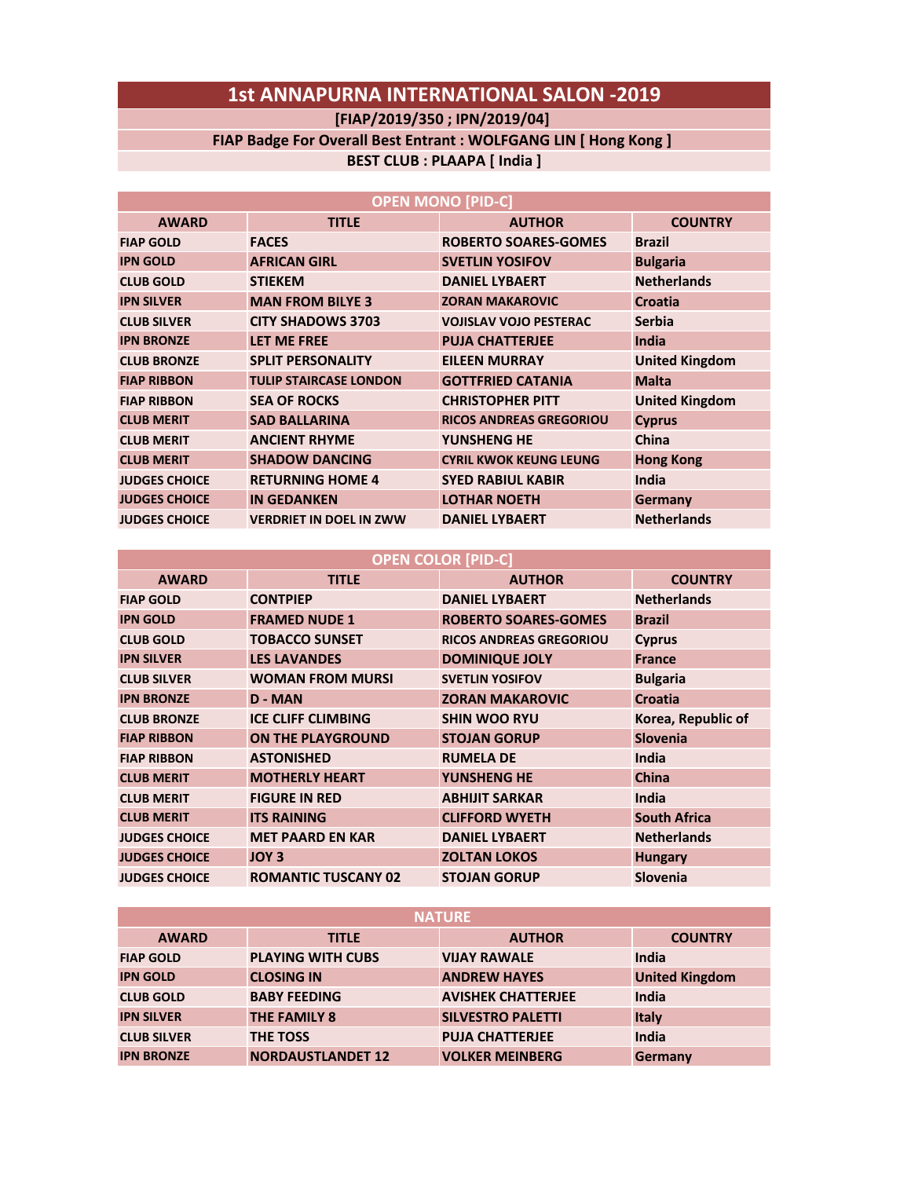# 1st ANNAPURNA INTERNATIONAL SALON -2019

**[FIAP/2019/350 ; IPN/2019/04]**

**FIAP Badge For Overall Best Entrant : WOLFGANG LIN [ Hong Kong ]**

**BEST CLUB : PLAAPA [ India ]**

## OPEN MONO [PID-C]

| AWARD | TITLE | AUTHOR | COUNTRY |
|---|---|---|---|
| FIAP GOLD | FACES | ROBERTO SOARES-GOMES | Brazil |
| IPN GOLD | AFRICAN GIRL | SVETLIN YOSIFOV | Bulgaria |
| CLUB GOLD | STIEKEM | DANIEL LYBAERT | Netherlands |
| IPN SILVER | MAN FROM BILYE 3 | ZORAN MAKAROVIC | Croatia |
| CLUB SILVER | CITY SHADOWS 3703 | VOJISLAV VOJO PESTERAC | Serbia |
| IPN BRONZE | LET ME FREE | PUJA CHATTERJEE | India |
| CLUB BRONZE | SPLIT PERSONALITY | EILEEN MURRAY | United Kingdom |
| FIAP RIBBON | TULIP STAIRCASE LONDON | GOTTFRIED CATANIA | Malta |
| FIAP RIBBON | SEA OF ROCKS | CHRISTOPHER PITT | United Kingdom |
| CLUB MERIT | SAD BALLARINA | RICOS ANDREAS GREGORIOU | Cyprus |
| CLUB MERIT | ANCIENT RHYME | YUNSHENG HE | China |
| CLUB MERIT | SHADOW DANCING | CYRIL KWOK KEUNG LEUNG | Hong Kong |
| JUDGES CHOICE | RETURNING HOME 4 | SYED RABIUL KABIR | India |
| JUDGES CHOICE | IN GEDANKEN | LOTHAR NOETH | Germany |
| JUDGES CHOICE | VERDRIET IN DOEL IN ZWW | DANIEL LYBAERT | Netherlands |

## OPEN COLOR [PID-C]

| AWARD | TITLE | AUTHOR | COUNTRY |
|---|---|---|---|
| FIAP GOLD | CONTPIEP | DANIEL LYBAERT | Netherlands |
| IPN GOLD | FRAMED NUDE 1 | ROBERTO SOARES-GOMES | Brazil |
| CLUB GOLD | TOBACCO SUNSET | RICOS ANDREAS GREGORIOU | Cyprus |
| IPN SILVER | LES LAVANDES | DOMINIQUE JOLY | France |
| CLUB SILVER | WOMAN FROM MURSI | SVETLIN YOSIFOV | Bulgaria |
| IPN BRONZE | D - MAN | ZORAN MAKAROVIC | Croatia |
| CLUB BRONZE | ICE CLIFF CLIMBING | SHIN WOO RYU | Korea, Republic of |
| FIAP RIBBON | ON THE PLAYGROUND | STOJAN GORUP | Slovenia |
| FIAP RIBBON | ASTONISHED | RUMELA DE | India |
| CLUB MERIT | MOTHERLY HEART | YUNSHENG HE | China |
| CLUB MERIT | FIGURE IN RED | ABHIJIT SARKAR | India |
| CLUB MERIT | ITS RAINING | CLIFFORD WYETH | South Africa |
| JUDGES CHOICE | MET PAARD EN KAR | DANIEL LYBAERT | Netherlands |
| JUDGES CHOICE | JOY 3 | ZOLTAN LOKOS | Hungary |
| JUDGES CHOICE | ROMANTIC TUSCANY 02 | STOJAN GORUP | Slovenia |

## NATURE

| AWARD | TITLE | AUTHOR | COUNTRY |
|---|---|---|---|
| FIAP GOLD | PLAYING WITH CUBS | VIJAY RAWALE | India |
| IPN GOLD | CLOSING IN | ANDREW HAYES | United Kingdom |
| CLUB GOLD | BABY FEEDING | AVISHEK CHATTERJEE | India |
| IPN SILVER | THE FAMILY 8 | SILVESTRO PALETTI | Italy |
| CLUB SILVER | THE TOSS | PUJA CHATTERJEE | India |
| IPN BRONZE | NORDAUSTLANDET 12 | VOLKER MEINBERG | Germany |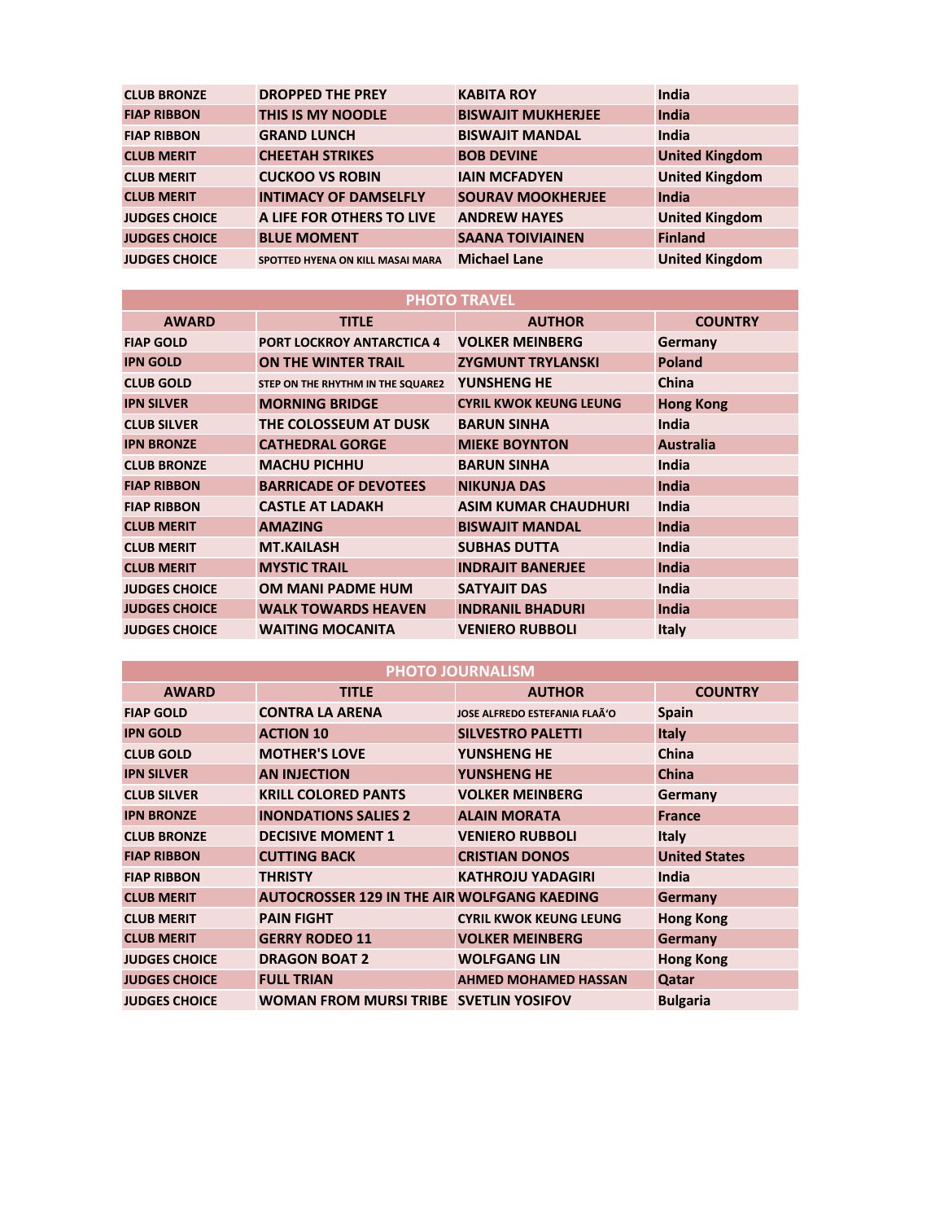| | | | |
|---|---|---|---|
| CLUB BRONZE | DROPPED THE PREY | KABITA ROY | India |
| FIAP RIBBON | THIS IS MY NOODLE | BISWAJIT MUKHERJEE | India |
| FIAP RIBBON | GRAND LUNCH | BISWAJIT MANDAL | India |
| CLUB MERIT | CHEETAH STRIKES | BOB DEVINE | United Kingdom |
| CLUB MERIT | CUCKOO VS ROBIN | IAIN MCFADYEN | United Kingdom |
| CLUB MERIT | INTIMACY OF DAMSELFLY | SOURAV MOOKHERJEE | India |
| JUDGES CHOICE | A LIFE FOR OTHERS TO LIVE | ANDREW HAYES | United Kingdom |
| JUDGES CHOICE | BLUE MOMENT | SAANA TOIVIAINEN | Finland |
| JUDGES CHOICE | SPOTTED HYENA ON KILL MASAI MARA | Michael Lane | United Kingdom |

## PHOTO TRAVEL

| AWARD | TITLE | AUTHOR | COUNTRY |
|---|---|---|---|
| FIAP GOLD | PORT LOCKROY ANTARCTICA 4 | VOLKER MEINBERG | Germany |
| IPN GOLD | ON THE WINTER TRAIL | ZYGMUNT TRYLANSKI | Poland |
| CLUB GOLD | STEP ON THE RHYTHM IN THE SQUARE2 | YUNSHENG HE | China |
| IPN SILVER | MORNING BRIDGE | CYRIL KWOK KEUNG LEUNG | Hong Kong |
| CLUB SILVER | THE COLOSSEUM AT DUSK | BARUN SINHA | India |
| IPN BRONZE | CATHEDRAL GORGE | MIEKE BOYNTON | Australia |
| CLUB BRONZE | MACHU PICHHU | BARUN SINHA | India |
| FIAP RIBBON | BARRICADE OF DEVOTEES | NIKUNJA DAS | India |
| FIAP RIBBON | CASTLE AT LADAKH | ASIM KUMAR CHAUDHURI | India |
| CLUB MERIT | AMAZING | BISWAJIT MANDAL | India |
| CLUB MERIT | MT.KAILASH | SUBHAS DUTTA | India |
| CLUB MERIT | MYSTIC TRAIL | INDRAJIT BANERJEE | India |
| JUDGES CHOICE | OM MANI PADME HUM | SATYAJIT DAS | India |
| JUDGES CHOICE | WALK TOWARDS HEAVEN | INDRANIL BHADURI | India |
| JUDGES CHOICE | WAITING MOCANITA | VENIERO RUBBOLI | Italy |

## PHOTO JOURNALISM

| AWARD | TITLE | AUTHOR | COUNTRY |
|---|---|---|---|
| FIAP GOLD | CONTRA LA ARENA | JOSE ALFREDO ESTEFANIA FLAÃ'O | Spain |
| IPN GOLD | ACTION 10 | SILVESTRO PALETTI | Italy |
| CLUB GOLD | MOTHER'S LOVE | YUNSHENG HE | China |
| IPN SILVER | AN INJECTION | YUNSHENG HE | China |
| CLUB SILVER | KRILL COLORED PANTS | VOLKER MEINBERG | Germany |
| IPN BRONZE | INONDATIONS SALIES 2 | ALAIN MORATA | France |
| CLUB BRONZE | DECISIVE MOMENT 1 | VENIERO RUBBOLI | Italy |
| FIAP RIBBON | CUTTING BACK | CRISTIAN DONOS | United States |
| FIAP RIBBON | THRISTY | KATHROJU YADAGIRI | India |
| CLUB MERIT | AUTOCROSSER 129 IN THE AIR | WOLFGANG KAEDING | Germany |
| CLUB MERIT | PAIN FIGHT | CYRIL KWOK KEUNG LEUNG | Hong Kong |
| CLUB MERIT | GERRY RODEO 11 | VOLKER MEINBERG | Germany |
| JUDGES CHOICE | DRAGON BOAT 2 | WOLFGANG LIN | Hong Kong |
| JUDGES CHOICE | FULL TRIAN | AHMED MOHAMED HASSAN | Qatar |
| JUDGES CHOICE | WOMAN FROM MURSI TRIBE | SVETLIN YOSIFOV | Bulgaria |